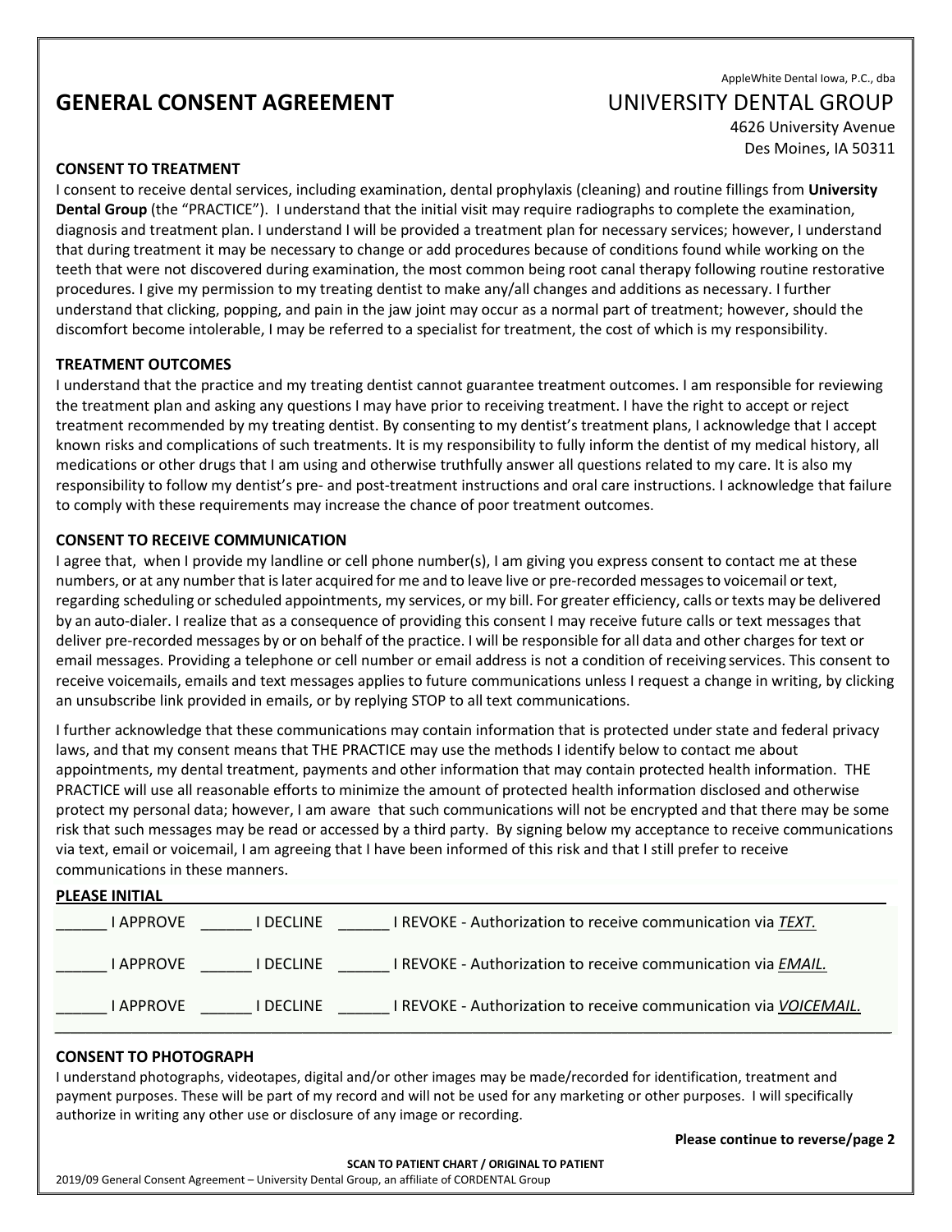AppleWhite Dental Iowa, P.C., dba

UNIVERSITY DENTAL GROUP

4626 University Avenue
Des Moines, IA 50311

# GENERAL CONSENT AGREEMENT

## CONSENT TO TREATMENT

I consent to receive dental services, including examination, dental prophylaxis (cleaning) and routine fillings from **University Dental Group** (the "PRACTICE"). I understand that the initial visit may require radiographs to complete the examination, diagnosis and treatment plan. I understand I will be provided a treatment plan for necessary services; however, I understand that during treatment it may be necessary to change or add procedures because of conditions found while working on the teeth that were not discovered during examination, the most common being root canal therapy following routine restorative procedures. I give my permission to my treating dentist to make any/all changes and additions as necessary. I further understand that clicking, popping, and pain in the jaw joint may occur as a normal part of treatment; however, should the discomfort become intolerable, I may be referred to a specialist for treatment, the cost of which is my responsibility.

## TREATMENT OUTCOMES

I understand that the practice and my treating dentist cannot guarantee treatment outcomes. I am responsible for reviewing the treatment plan and asking any questions I may have prior to receiving treatment. I have the right to accept or reject treatment recommended by my treating dentist. By consenting to my dentist's treatment plans, I acknowledge that I accept known risks and complications of such treatments. It is my responsibility to fully inform the dentist of my medical history, all medications or other drugs that I am using and otherwise truthfully answer all questions related to my care. It is also my responsibility to follow my dentist's pre- and post-treatment instructions and oral care instructions. I acknowledge that failure to comply with these requirements may increase the chance of poor treatment outcomes.

## CONSENT TO RECEIVE COMMUNICATION

I agree that, when I provide my landline or cell phone number(s), I am giving you express consent to contact me at these numbers, or at any number that is later acquired for me and to leave live or pre-recorded messages to voicemail or text, regarding scheduling or scheduled appointments, my services, or my bill. For greater efficiency, calls or texts may be delivered by an auto-dialer. I realize that as a consequence of providing this consent I may receive future calls or text messages that deliver pre-recorded messages by or on behalf of the practice. I will be responsible for all data and other charges for text or email messages. Providing a telephone or cell number or email address is not a condition of receiving services. This consent to receive voicemails, emails and text messages applies to future communications unless I request a change in writing, by clicking an unsubscribe link provided in emails, or by replying STOP to all text communications.

I further acknowledge that these communications may contain information that is protected under state and federal privacy laws, and that my consent means that THE PRACTICE may use the methods I identify below to contact me about appointments, my dental treatment, payments and other information that may contain protected health information. THE PRACTICE will use all reasonable efforts to minimize the amount of protected health information disclosed and otherwise protect my personal data; however, I am aware that such communications will not be encrypted and that there may be some risk that such messages may be read or accessed by a third party. By signing below my acceptance to receive communications via text, email or voicemail, I am agreeing that I have been informed of this risk and that I still prefer to receive communications in these manners.

**PLEASE INITIAL**

______ I APPROVE ______ I DECLINE ______ I REVOKE - Authorization to receive communication via ***TEXT.***

______ I APPROVE ______ I DECLINE ______ I REVOKE - Authorization to receive communication via ***EMAIL.***

______ I APPROVE ______ I DECLINE ______ I REVOKE - Authorization to receive communication via ***VOICEMAIL.***

## CONSENT TO PHOTOGRAPH

I understand photographs, videotapes, digital and/or other images may be made/recorded for identification, treatment and payment purposes. These will be part of my record and will not be used for any marketing or other purposes. I will specifically authorize in writing any other use or disclosure of any image or recording.

**Please continue to reverse/page 2**

**SCAN TO PATIENT CHART / ORIGINAL TO PATIENT**

2019/09 General Consent Agreement – University Dental Group, an affiliate of CORDENTAL Group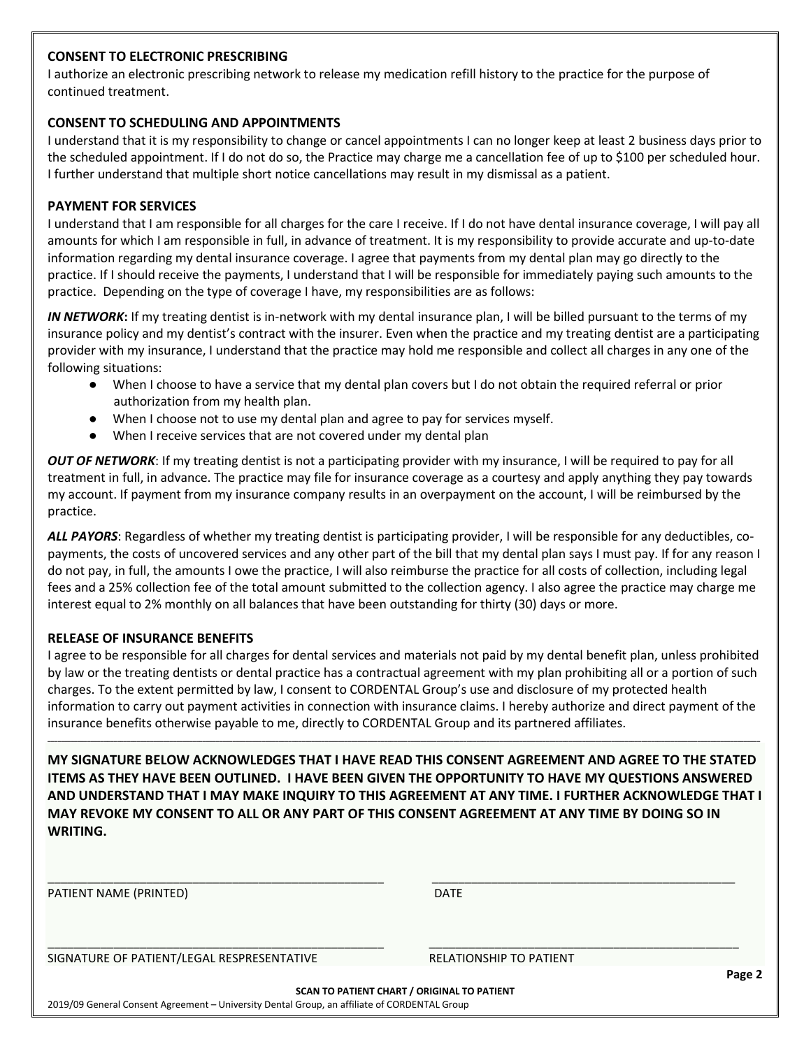**CONSENT TO ELECTRONIC PRESCRIBING**

I authorize an electronic prescribing network to release my medication refill history to the practice for the purpose of continued treatment.

**CONSENT TO SCHEDULING AND APPOINTMENTS**

I understand that it is my responsibility to change or cancel appointments I can no longer keep at least 2 business days prior to the scheduled appointment. If I do not do so, the Practice may charge me a cancellation fee of up to $100 per scheduled hour. I further understand that multiple short notice cancellations may result in my dismissal as a patient.

**PAYMENT FOR SERVICES**

I understand that I am responsible for all charges for the care I receive. If I do not have dental insurance coverage, I will pay all amounts for which I am responsible in full, in advance of treatment. It is my responsibility to provide accurate and up-to-date information regarding my dental insurance coverage. I agree that payments from my dental plan may go directly to the practice. If I should receive the payments, I understand that I will be responsible for immediately paying such amounts to the practice. Depending on the type of coverage I have, my responsibilities are as follows:

***IN NETWORK*:** If my treating dentist is in-network with my dental insurance plan, I will be billed pursuant to the terms of my insurance policy and my dentist's contract with the insurer. Even when the practice and my treating dentist are a participating provider with my insurance, I understand that the practice may hold me responsible and collect all charges in any one of the following situations:

- When I choose to have a service that my dental plan covers but I do not obtain the required referral or prior authorization from my health plan.
- When I choose not to use my dental plan and agree to pay for services myself.
- When I receive services that are not covered under my dental plan

***OUT OF NETWORK***: If my treating dentist is not a participating provider with my insurance, I will be required to pay for all treatment in full, in advance. The practice may file for insurance coverage as a courtesy and apply anything they pay towards my account. If payment from my insurance company results in an overpayment on the account, I will be reimbursed by the practice.

***ALL PAYORS***: Regardless of whether my treating dentist is participating provider, I will be responsible for any deductibles, co-payments, the costs of uncovered services and any other part of the bill that my dental plan says I must pay. If for any reason I do not pay, in full, the amounts I owe the practice, I will also reimburse the practice for all costs of collection, including legal fees and a 25% collection fee of the total amount submitted to the collection agency. I also agree the practice may charge me interest equal to 2% monthly on all balances that have been outstanding for thirty (30) days or more.

**RELEASE OF INSURANCE BENEFITS**

I agree to be responsible for all charges for dental services and materials not paid by my dental benefit plan, unless prohibited by law or the treating dentists or dental practice has a contractual agreement with my plan prohibiting all or a portion of such charges. To the extent permitted by law, I consent to CORDENTAL Group's use and disclosure of my protected health information to carry out payment activities in connection with insurance claims. I hereby authorize and direct payment of the insurance benefits otherwise payable to me, directly to CORDENTAL Group and its partnered affiliates.

---

**MY SIGNATURE BELOW ACKNOWLEDGES THAT I HAVE READ THIS CONSENT AGREEMENT AND AGREE TO THE STATED ITEMS AS THEY HAVE BEEN OUTLINED. I HAVE BEEN GIVEN THE OPPORTUNITY TO HAVE MY QUESTIONS ANSWERED AND UNDERSTAND THAT I MAY MAKE INQUIRY TO THIS AGREEMENT AT ANY TIME. I FURTHER ACKNOWLEDGE THAT I MAY REVOKE MY CONSENT TO ALL OR ANY PART OF THIS CONSENT AGREEMENT AT ANY TIME BY DOING SO IN WRITING.**

\_\_\_\_\_\_\_\_\_\_\_\_\_\_\_\_\_\_\_\_\_\_\_\_\_\_\_\_\_\_\_\_\_\_\_\_\_\_\_\_ \_\_\_\_\_\_\_\_\_\_\_\_\_\_\_\_\_\_\_\_\_\_\_\_\_\_\_\_\_\_\_\_\_\_\_\_\_\_\_\_

PATIENT NAME (PRINTED) DATE

\_\_\_\_\_\_\_\_\_\_\_\_\_\_\_\_\_\_\_\_\_\_\_\_\_\_\_\_\_\_\_\_\_\_\_\_\_\_\_\_ \_\_\_\_\_\_\_\_\_\_\_\_\_\_\_\_\_\_\_\_\_\_\_\_\_\_\_\_\_\_\_\_\_\_\_\_\_\_\_\_

SIGNATURE OF PATIENT/LEGAL RESPRESENTATIVE RELATIONSHIP TO PATIENT

**SCAN TO PATIENT CHART / ORIGINAL TO PATIENT**

2019/09 General Consent Agreement – University Dental Group, an affiliate of CORDENTAL Group